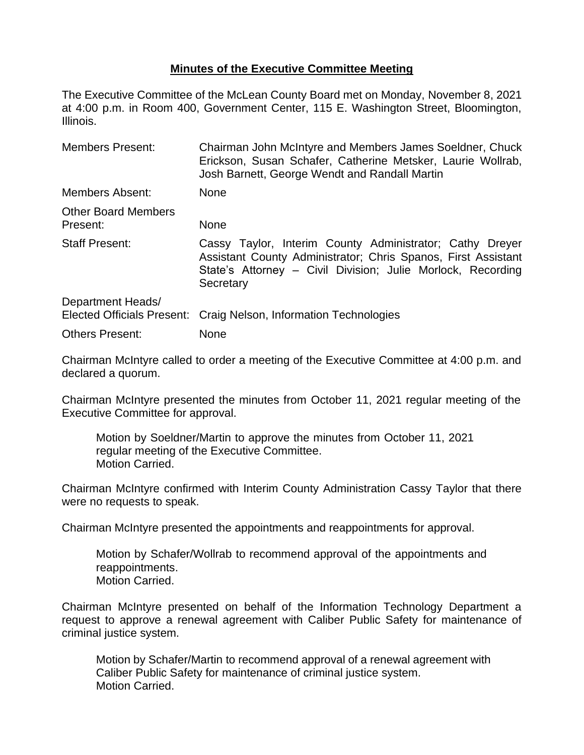**Minutes of the Executive Committee Meeting**

The Executive Committee of the McLean County Board met on Monday, November 8, 2021 at 4:00 p.m. in Room 400, Government Center, 115 E. Washington Street, Bloomington, Illinois.

| | |
|---|---|
| Members Present: | Chairman John McIntyre and Members James Soeldner, Chuck Erickson, Susan Schafer, Catherine Metsker, Laurie Wollrab, Josh Barnett, George Wendt and Randall Martin |
| Members Absent: | None |
| Other Board Members Present: | None |
| Staff Present: | Cassy Taylor, Interim County Administrator; Cathy Dreyer Assistant County Administrator; Chris Spanos, First Assistant State's Attorney – Civil Division; Julie Morlock, Recording Secretary |
| Department Heads/ Elected Officials Present: | Craig Nelson, Information Technologies |
| Others Present: | None |

Chairman McIntyre called to order a meeting of the Executive Committee at 4:00 p.m. and declared a quorum.

Chairman McIntyre presented the minutes from October 11, 2021 regular meeting of the Executive Committee for approval.

> Motion by Soeldner/Martin to approve the minutes from October 11, 2021 regular meeting of the Executive Committee.
> Motion Carried.

Chairman McIntyre confirmed with Interim County Administration Cassy Taylor that there were no requests to speak.

Chairman McIntyre presented the appointments and reappointments for approval.

> Motion by Schafer/Wollrab to recommend approval of the appointments and reappointments.
> Motion Carried.

Chairman McIntyre presented on behalf of the Information Technology Department a request to approve a renewal agreement with Caliber Public Safety for maintenance of criminal justice system.

> Motion by Schafer/Martin to recommend approval of a renewal agreement with Caliber Public Safety for maintenance of criminal justice system.
> Motion Carried.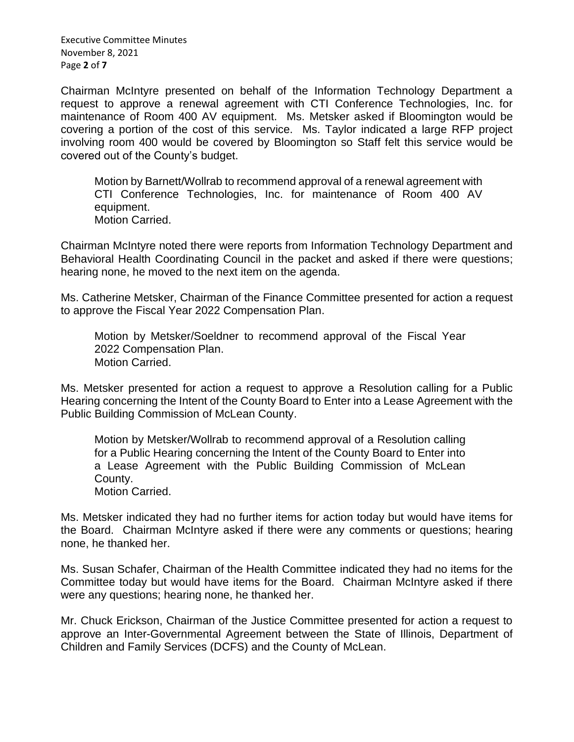Chairman McIntyre presented on behalf of the Information Technology Department a request to approve a renewal agreement with CTI Conference Technologies, Inc. for maintenance of Room 400 AV equipment. Ms. Metsker asked if Bloomington would be covering a portion of the cost of this service. Ms. Taylor indicated a large RFP project involving room 400 would be covered by Bloomington so Staff felt this service would be covered out of the County's budget.

> Motion by Barnett/Wollrab to recommend approval of a renewal agreement with CTI Conference Technologies, Inc. for maintenance of Room 400 AV equipment.
> Motion Carried.

Chairman McIntyre noted there were reports from Information Technology Department and Behavioral Health Coordinating Council in the packet and asked if there were questions; hearing none, he moved to the next item on the agenda.

Ms. Catherine Metsker, Chairman of the Finance Committee presented for action a request to approve the Fiscal Year 2022 Compensation Plan.

> Motion by Metsker/Soeldner to recommend approval of the Fiscal Year 2022 Compensation Plan.
> Motion Carried.

Ms. Metsker presented for action a request to approve a Resolution calling for a Public Hearing concerning the Intent of the County Board to Enter into a Lease Agreement with the Public Building Commission of McLean County.

> Motion by Metsker/Wollrab to recommend approval of a Resolution calling for a Public Hearing concerning the Intent of the County Board to Enter into a Lease Agreement with the Public Building Commission of McLean County.
> Motion Carried.

Ms. Metsker indicated they had no further items for action today but would have items for the Board. Chairman McIntyre asked if there were any comments or questions; hearing none, he thanked her.

Ms. Susan Schafer, Chairman of the Health Committee indicated they had no items for the Committee today but would have items for the Board. Chairman McIntyre asked if there were any questions; hearing none, he thanked her.

Mr. Chuck Erickson, Chairman of the Justice Committee presented for action a request to approve an Inter-Governmental Agreement between the State of Illinois, Department of Children and Family Services (DCFS) and the County of McLean.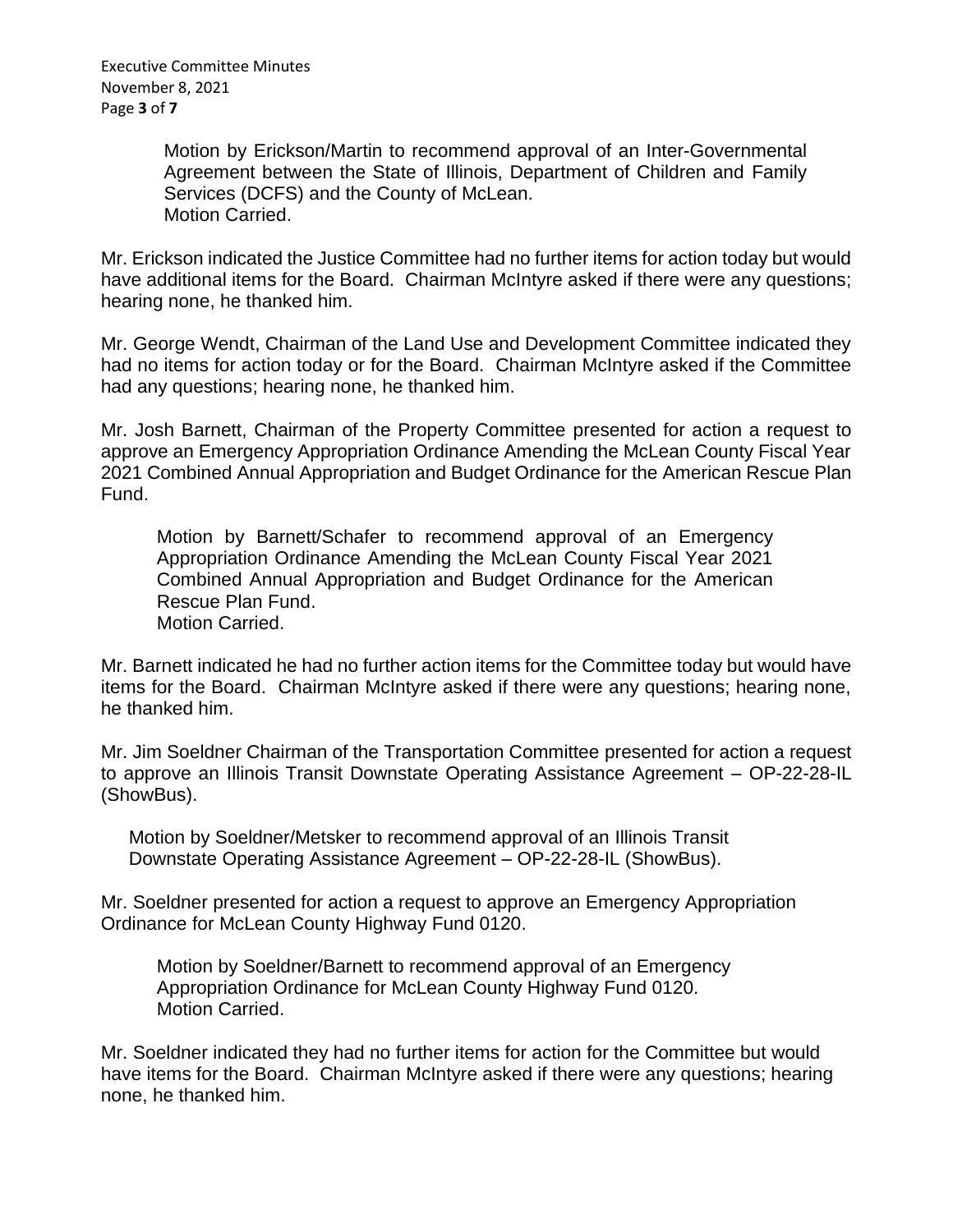Motion by Erickson/Martin to recommend approval of an Inter-Governmental Agreement between the State of Illinois, Department of Children and Family Services (DCFS) and the County of McLean.
Motion Carried.

Mr. Erickson indicated the Justice Committee had no further items for action today but would have additional items for the Board. Chairman McIntyre asked if there were any questions; hearing none, he thanked him.

Mr. George Wendt, Chairman of the Land Use and Development Committee indicated they had no items for action today or for the Board. Chairman McIntyre asked if the Committee had any questions; hearing none, he thanked him.

Mr. Josh Barnett, Chairman of the Property Committee presented for action a request to approve an Emergency Appropriation Ordinance Amending the McLean County Fiscal Year 2021 Combined Annual Appropriation and Budget Ordinance for the American Rescue Plan Fund.

> Motion by Barnett/Schafer to recommend approval of an Emergency Appropriation Ordinance Amending the McLean County Fiscal Year 2021 Combined Annual Appropriation and Budget Ordinance for the American Rescue Plan Fund.
> Motion Carried.

Mr. Barnett indicated he had no further action items for the Committee today but would have items for the Board. Chairman McIntyre asked if there were any questions; hearing none, he thanked him.

Mr. Jim Soeldner Chairman of the Transportation Committee presented for action a request to approve an Illinois Transit Downstate Operating Assistance Agreement – OP-22-28-IL (ShowBus).

> Motion by Soeldner/Metsker to recommend approval of an Illinois Transit Downstate Operating Assistance Agreement – OP-22-28-IL (ShowBus).

Mr. Soeldner presented for action a request to approve an Emergency Appropriation Ordinance for McLean County Highway Fund 0120.

> Motion by Soeldner/Barnett to recommend approval of an Emergency Appropriation Ordinance for McLean County Highway Fund 0120.
> Motion Carried.

Mr. Soeldner indicated they had no further items for action for the Committee but would have items for the Board. Chairman McIntyre asked if there were any questions; hearing none, he thanked him.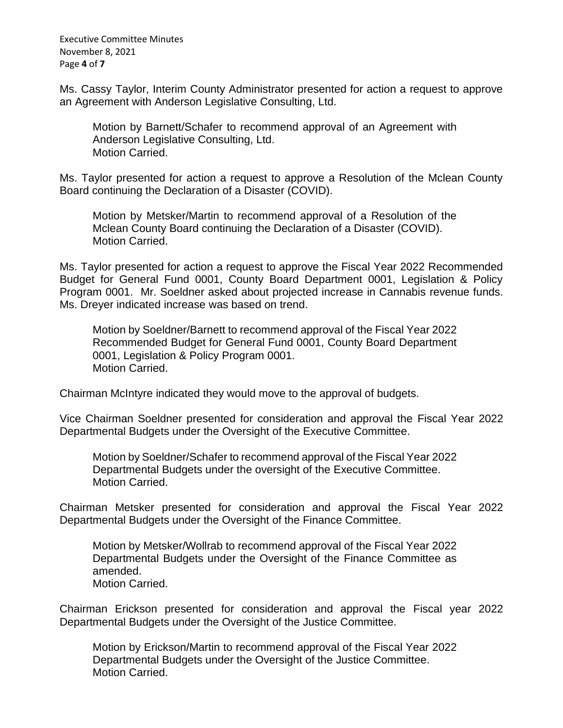Ms. Cassy Taylor, Interim County Administrator presented for action a request to approve an Agreement with Anderson Legislative Consulting, Ltd.

> Motion by Barnett/Schafer to recommend approval of an Agreement with Anderson Legislative Consulting, Ltd.
> Motion Carried.

Ms. Taylor presented for action a request to approve a Resolution of the Mclean County Board continuing the Declaration of a Disaster (COVID).

> Motion by Metsker/Martin to recommend approval of a Resolution of the Mclean County Board continuing the Declaration of a Disaster (COVID).
> Motion Carried.

Ms. Taylor presented for action a request to approve the Fiscal Year 2022 Recommended Budget for General Fund 0001, County Board Department 0001, Legislation & Policy Program 0001. Mr. Soeldner asked about projected increase in Cannabis revenue funds. Ms. Dreyer indicated increase was based on trend.

> Motion by Soeldner/Barnett to recommend approval of the Fiscal Year 2022 Recommended Budget for General Fund 0001, County Board Department 0001, Legislation & Policy Program 0001.
> Motion Carried.

Chairman McIntyre indicated they would move to the approval of budgets.

Vice Chairman Soeldner presented for consideration and approval the Fiscal Year 2022 Departmental Budgets under the Oversight of the Executive Committee.

> Motion by Soeldner/Schafer to recommend approval of the Fiscal Year 2022 Departmental Budgets under the oversight of the Executive Committee.
> Motion Carried.

Chairman Metsker presented for consideration and approval the Fiscal Year 2022 Departmental Budgets under the Oversight of the Finance Committee.

> Motion by Metsker/Wollrab to recommend approval of the Fiscal Year 2022 Departmental Budgets under the Oversight of the Finance Committee as amended.
> Motion Carried.

Chairman Erickson presented for consideration and approval the Fiscal year 2022 Departmental Budgets under the Oversight of the Justice Committee.

> Motion by Erickson/Martin to recommend approval of the Fiscal Year 2022 Departmental Budgets under the Oversight of the Justice Committee.
> Motion Carried.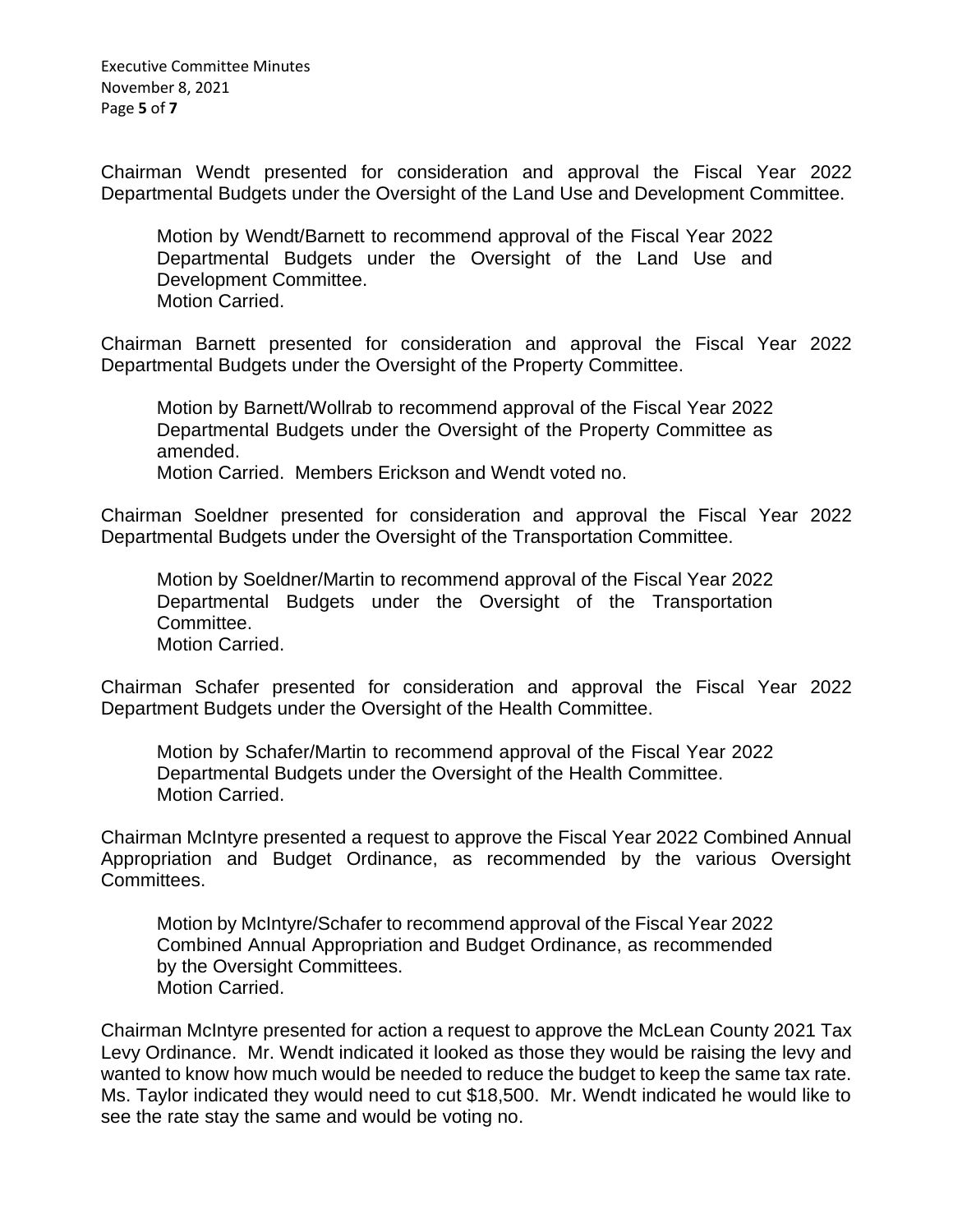Chairman Wendt presented for consideration and approval the Fiscal Year 2022 Departmental Budgets under the Oversight of the Land Use and Development Committee.

> Motion by Wendt/Barnett to recommend approval of the Fiscal Year 2022 Departmental Budgets under the Oversight of the Land Use and Development Committee.
> Motion Carried.

Chairman Barnett presented for consideration and approval the Fiscal Year 2022 Departmental Budgets under the Oversight of the Property Committee.

> Motion by Barnett/Wollrab to recommend approval of the Fiscal Year 2022 Departmental Budgets under the Oversight of the Property Committee as amended.
> Motion Carried. Members Erickson and Wendt voted no.

Chairman Soeldner presented for consideration and approval the Fiscal Year 2022 Departmental Budgets under the Oversight of the Transportation Committee.

> Motion by Soeldner/Martin to recommend approval of the Fiscal Year 2022 Departmental Budgets under the Oversight of the Transportation Committee.
> Motion Carried.

Chairman Schafer presented for consideration and approval the Fiscal Year 2022 Department Budgets under the Oversight of the Health Committee.

> Motion by Schafer/Martin to recommend approval of the Fiscal Year 2022 Departmental Budgets under the Oversight of the Health Committee.
> Motion Carried.

Chairman McIntyre presented a request to approve the Fiscal Year 2022 Combined Annual Appropriation and Budget Ordinance, as recommended by the various Oversight Committees.

> Motion by McIntyre/Schafer to recommend approval of the Fiscal Year 2022 Combined Annual Appropriation and Budget Ordinance, as recommended by the Oversight Committees.
> Motion Carried.

Chairman McIntyre presented for action a request to approve the McLean County 2021 Tax Levy Ordinance. Mr. Wendt indicated it looked as those they would be raising the levy and wanted to know how much would be needed to reduce the budget to keep the same tax rate. Ms. Taylor indicated they would need to cut $18,500. Mr. Wendt indicated he would like to see the rate stay the same and would be voting no.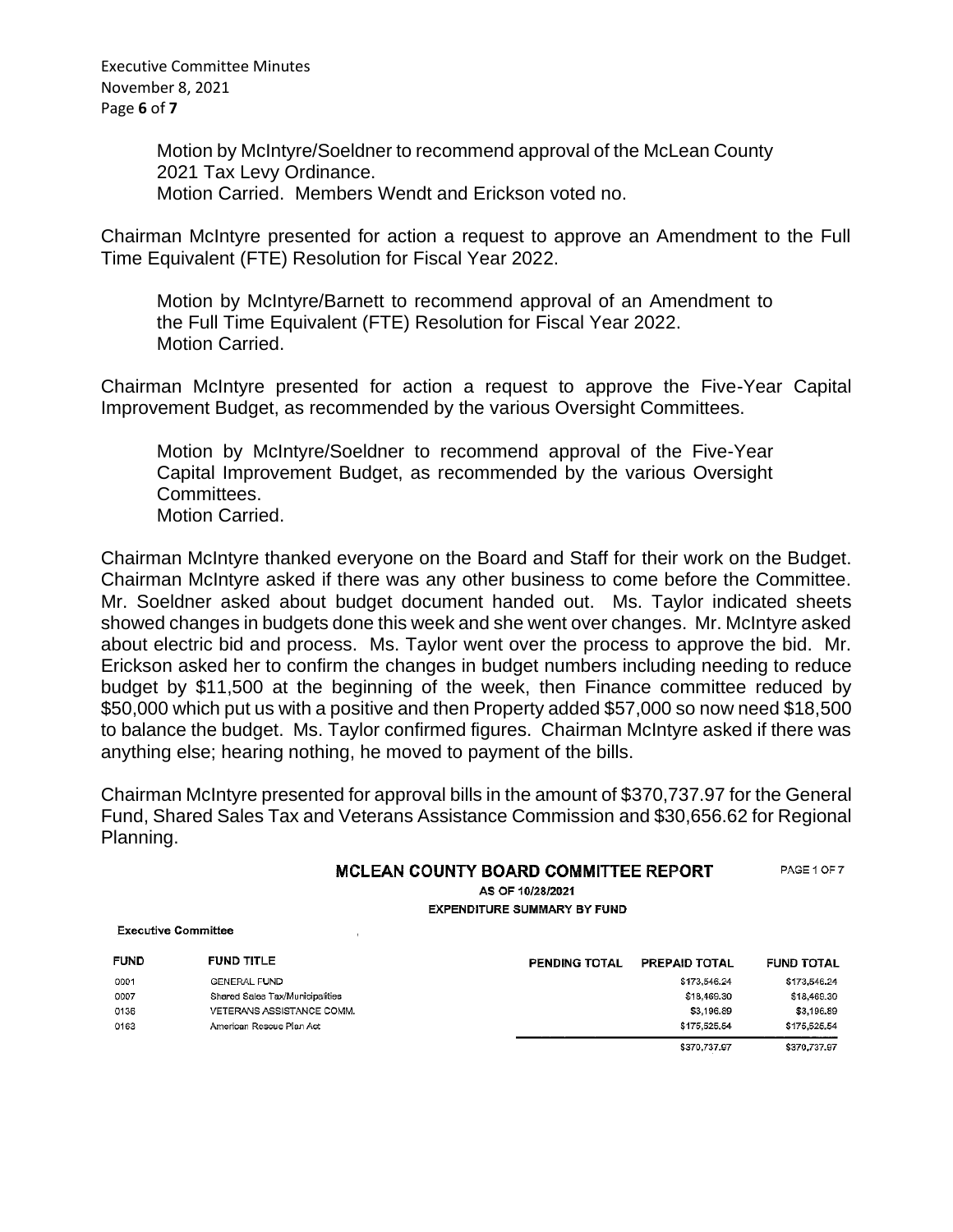Motion by McIntyre/Soeldner to recommend approval of the McLean County 2021 Tax Levy Ordinance.
Motion Carried. Members Wendt and Erickson voted no.

Chairman McIntyre presented for action a request to approve an Amendment to the Full Time Equivalent (FTE) Resolution for Fiscal Year 2022.

Motion by McIntyre/Barnett to recommend approval of an Amendment to the Full Time Equivalent (FTE) Resolution for Fiscal Year 2022.
Motion Carried.

Chairman McIntyre presented for action a request to approve the Five-Year Capital Improvement Budget, as recommended by the various Oversight Committees.

Motion by McIntyre/Soeldner to recommend approval of the Five-Year Capital Improvement Budget, as recommended by the various Oversight Committees.
Motion Carried.

Chairman McIntyre thanked everyone on the Board and Staff for their work on the Budget. Chairman McIntyre asked if there was any other business to come before the Committee. Mr. Soeldner asked about budget document handed out. Ms. Taylor indicated sheets showed changes in budgets done this week and she went over changes. Mr. McIntyre asked about electric bid and process. Ms. Taylor went over the process to approve the bid. Mr. Erickson asked her to confirm the changes in budget numbers including needing to reduce budget by $11,500 at the beginning of the week, then Finance committee reduced by $50,000 which put us with a positive and then Property added $57,000 so now need $18,500 to balance the budget. Ms. Taylor confirmed figures. Chairman McIntyre asked if there was anything else; hearing nothing, he moved to payment of the bills.

Chairman McIntyre presented for approval bills in the amount of $370,737.97 for the General Fund, Shared Sales Tax and Veterans Assistance Commission and $30,656.62 for Regional Planning.

**MCLEAN COUNTY BOARD COMMITTEE REPORT** PAGE 1 OF 7

**AS OF 10/28/2021**

**EXPENDITURE SUMMARY BY FUND**

**Executive Committee**

| FUND | FUND TITLE | PENDING TOTAL | PREPAID TOTAL | FUND TOTAL |
|---|---|---|---|---|
| 0001 | GENERAL FUND | | $173,546.24 | $173,546.24 |
| 0007 | Shared Sales Tax/Municipalities | | $18,469.30 | $18,469.30 |
| 0136 | VETERANS ASSISTANCE COMM. | | $3,196.89 | $3,196.89 |
| 0163 | American Rescue Plan Act | | $175,525.54 | $175,525.54 |
| | | | $370,737.97 | $370,737.97 |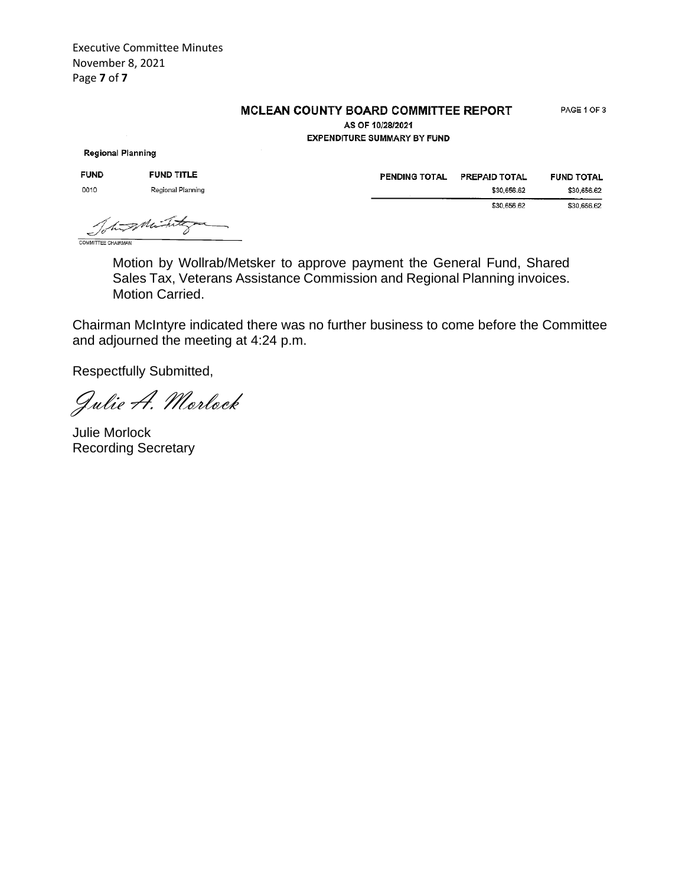**MCLEAN COUNTY BOARD COMMITTEE REPORT**

PAGE 1 OF 3

**AS OF 10/28/2021**

**EXPENDITURE SUMMARY BY FUND**

**Regional Planning**

| FUND | FUND TITLE | PENDING TOTAL | PREPAID TOTAL | FUND TOTAL |
|---|---|---|---|---|
| 0010 | Regional Planning | | $30,656.62 | $30,656.62 |
| | | | $30,656.62 | $30,656.62 |

COMMITTEE CHAIRMAN

Motion by Wollrab/Metsker to approve payment the General Fund, Shared Sales Tax, Veterans Assistance Commission and Regional Planning invoices. Motion Carried.

Chairman McIntyre indicated there was no further business to come before the Committee and adjourned the meeting at 4:24 p.m.

Respectfully Submitted,

*Julie A. Morlock*

Julie Morlock
Recording Secretary